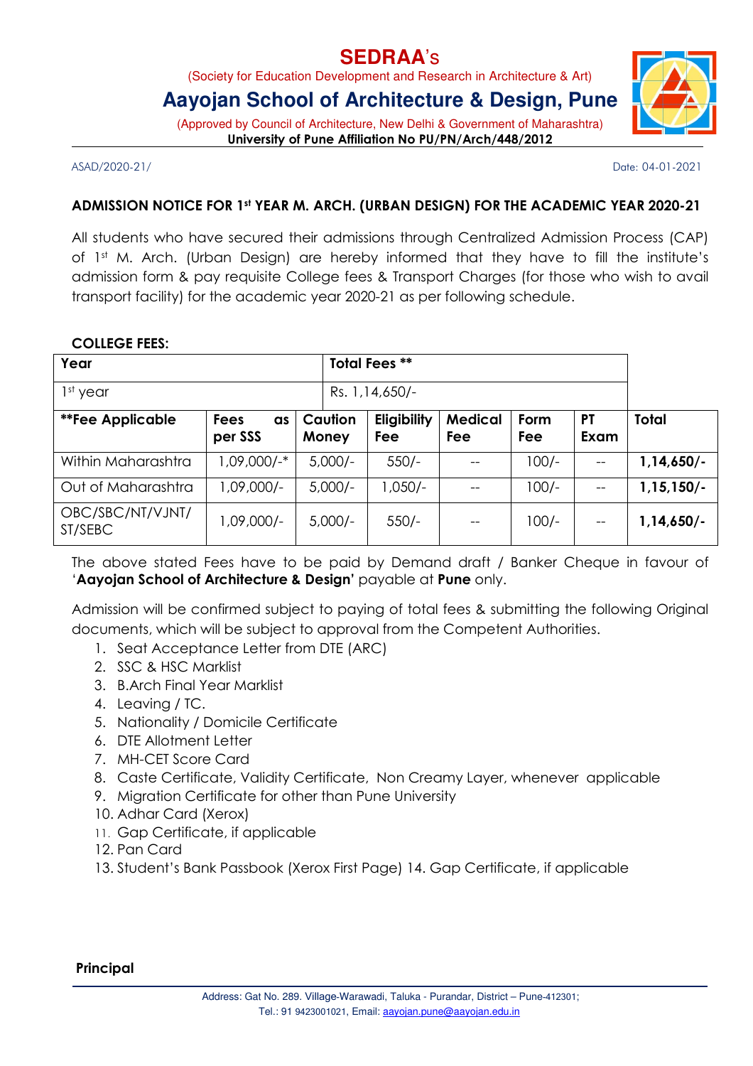# SEDRAA's

(Society for Education Development and Research in Architecture & Art)

## Aayojan School of Architecture & Design, Pune

(Approved by Council of Architecture, New Delhi & Government of Maharashtra)

**University of Pune Affiliation No PU/PN/Arch/448/2012**

ASAD/2020-21/

Date: 04-01-2021

### ADMISSION NOTICE FOR 1st YEAR M. ARCH. (URBAN DESIGN) FOR THE ACADEMIC YEAR 2020-21

All students who have secured their admissions through Centralized Admission Process (CAP) of 1st M. Arch. (Urban Design) are hereby informed that they have to fill the institute's admission form & pay requisite College fees & Transport Charges (for those who wish to avail transport facility) for the academic year 2020-21 as per following schedule.

**COLLEGE FEES:**

| Year | Total Fees ** |
|---|---|
| 1st year | Rs. 1,14,650/- |

| **Fee Applicable | Fees as per SSS | Caution Money | Eligibility Fee | Medical Fee | Form Fee | PT Exam | Total |
|---|---|---|---|---|---|---|---|
| Within Maharashtra | 1,09,000/-* | 5,000/- | 550/- | -- | 100/- | -- | **1,14,650/-** |
| Out of Maharashtra | 1,09,000/- | 5,000/- | 1,050/- | -- | 100/- | -- | **1,15,150/-** |
| OBC/SBC/NT/VJNT/ ST/SEBC | 1,09,000/- | 5,000/- | 550/- | -- | 100/- | -- | **1,14,650/-** |

The above stated Fees have to be paid by Demand draft / Banker Cheque in favour of '**Aayojan School of Architecture & Design'** payable at **Pune** only.

Admission will be confirmed subject to paying of total fees & submitting the following Original documents, which will be subject to approval from the Competent Authorities.

1. Seat Acceptance Letter from DTE (ARC)
2. SSC & HSC Marklist
3. B.Arch Final Year Marklist
4. Leaving / TC.
5. Nationality / Domicile Certificate
6. DTE Allotment Letter
7. MH-CET Score Card
8. Caste Certificate, Validity Certificate, Non Creamy Layer, whenever applicable
9. Migration Certificate for other than Pune University
10. Adhar Card (Xerox)
11. Gap Certificate, if applicable
12. Pan Card
13. Student's Bank Passbook (Xerox First Page) 14. Gap Certificate, if applicable

**Principal**

Address: Gat No. 289. Village-Warawadi, Taluka - Purandar, District – Pune-412301;
Tel.: 91 9423001021, Email: aayojan.pune@aayojan.edu.in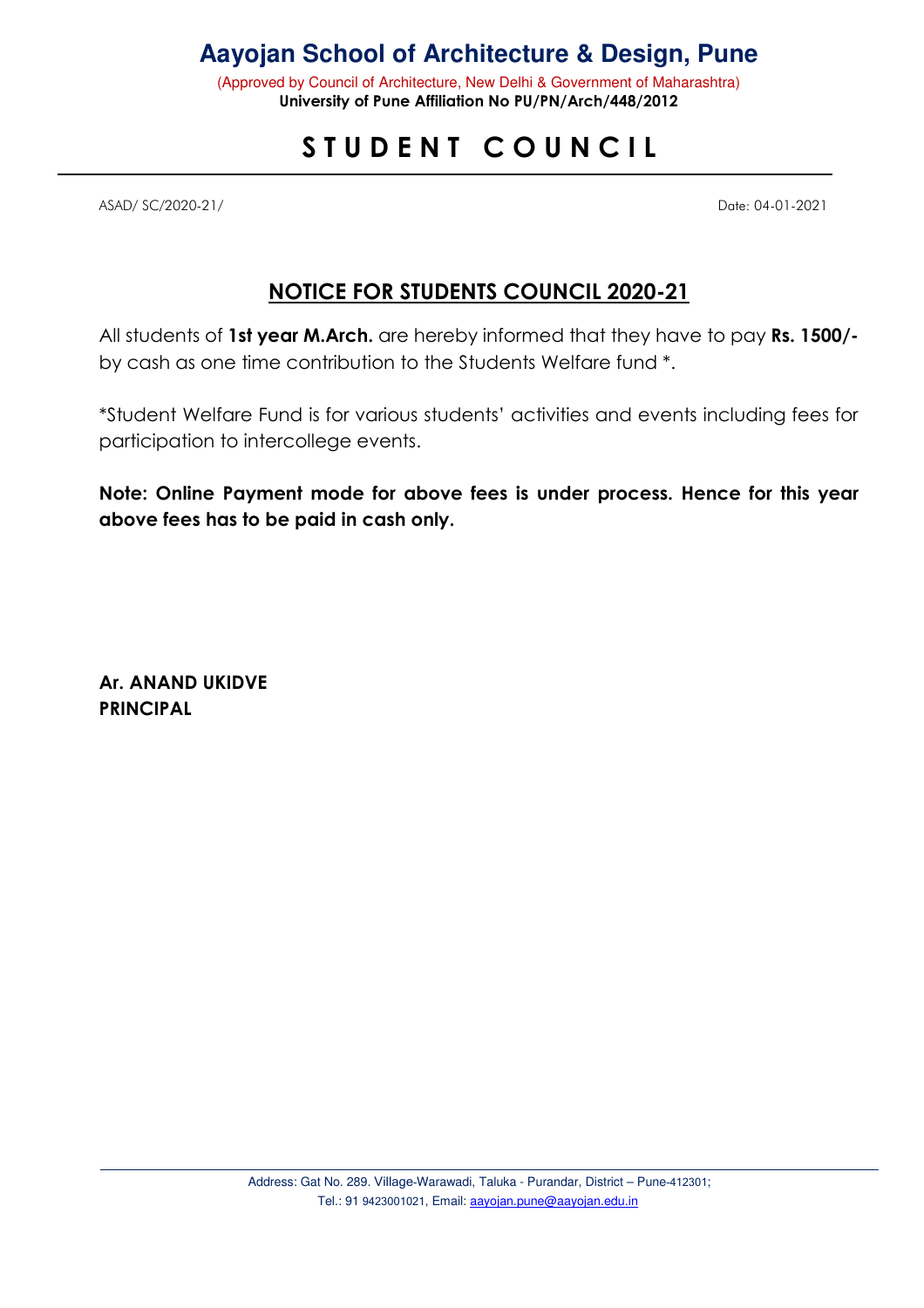# Aayojan School of Architecture & Design, Pune

(Approved by Council of Architecture, New Delhi & Government of Maharashtra)
**University of Pune Affiliation No PU/PN/Arch/448/2012**

# STUDENT COUNCIL

ASAD/ SC/2020-21/ Date: 04-01-2021

## NOTICE FOR STUDENTS COUNCIL 2020-21

All students of **1st year M.Arch.** are hereby informed that they have to pay **Rs. 1500/-** by cash as one time contribution to the Students Welfare fund *.

*Student Welfare Fund is for various students' activities and events including fees for participation to intercollege events.

**Note: Online Payment mode for above fees is under process. Hence for this year above fees has to be paid in cash only.**

**Ar. ANAND UKIDVE**
**PRINCIPAL**

Address: Gat No. 289. Village-Warawadi, Taluka - Purandar, District – Pune-412301;
Tel.: 91 9423001021, Email: aayojan.pune@aayojan.edu.in